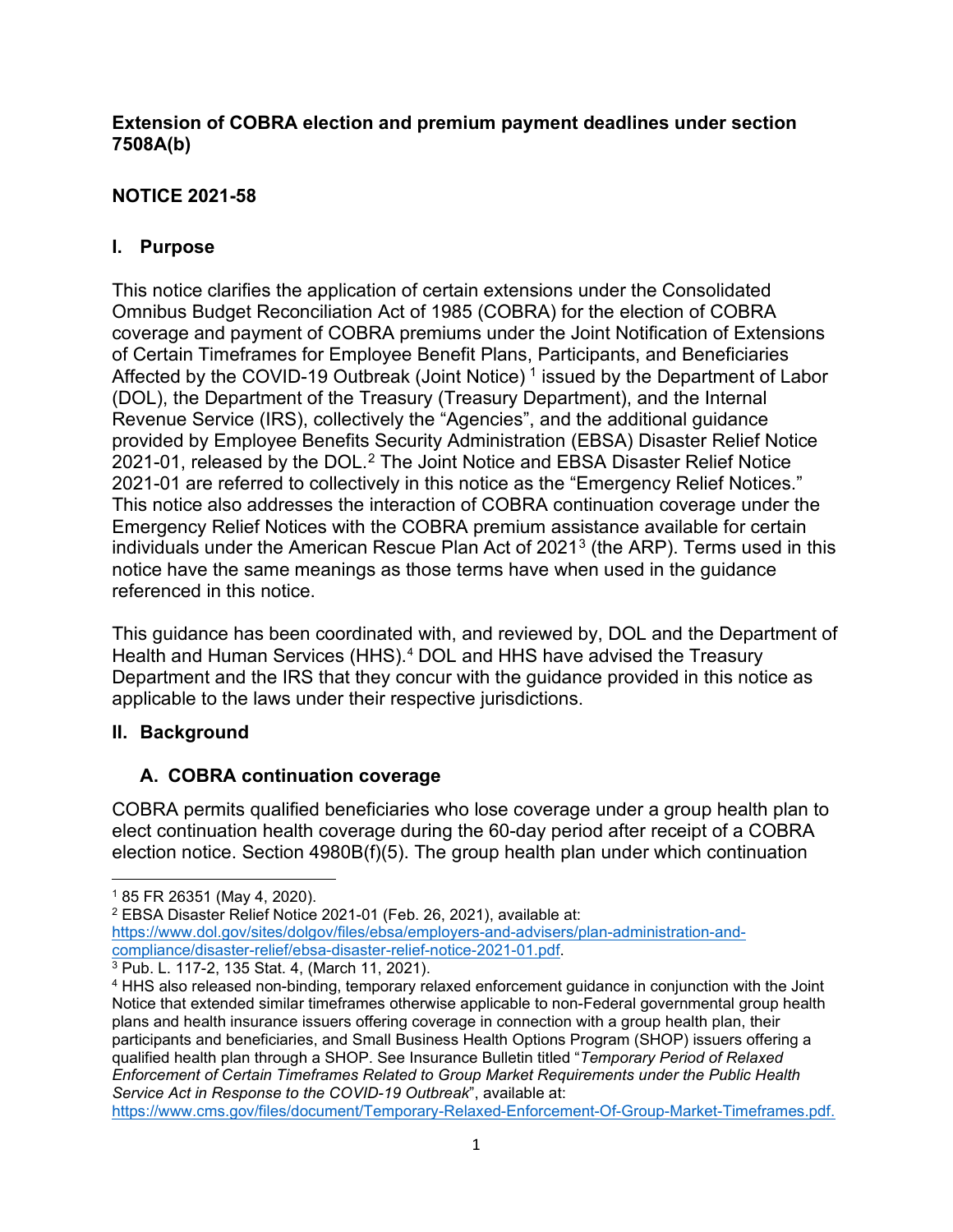**Extension of COBRA election and premium payment deadlines under section 7508A(b)**

**NOTICE 2021-58**

## I. Purpose

This notice clarifies the application of certain extensions under the Consolidated Omnibus Budget Reconciliation Act of 1985 (COBRA) for the election of COBRA coverage and payment of COBRA premiums under the Joint Notification of Extensions of Certain Timeframes for Employee Benefit Plans, Participants, and Beneficiaries Affected by the COVID-19 Outbreak (Joint Notice) [1] issued by the Department of Labor (DOL), the Department of the Treasury (Treasury Department), and the Internal Revenue Service (IRS), collectively the "Agencies", and the additional guidance provided by Employee Benefits Security Administration (EBSA) Disaster Relief Notice 2021-01, released by the DOL.[2] The Joint Notice and EBSA Disaster Relief Notice 2021-01 are referred to collectively in this notice as the "Emergency Relief Notices." This notice also addresses the interaction of COBRA continuation coverage under the Emergency Relief Notices with the COBRA premium assistance available for certain individuals under the American Rescue Plan Act of 2021[3] (the ARP). Terms used in this notice have the same meanings as those terms have when used in the guidance referenced in this notice.

This guidance has been coordinated with, and reviewed by, DOL and the Department of Health and Human Services (HHS).[4] DOL and HHS have advised the Treasury Department and the IRS that they concur with the guidance provided in this notice as applicable to the laws under their respective jurisdictions.

## II. Background

### A. COBRA continuation coverage

COBRA permits qualified beneficiaries who lose coverage under a group health plan to elect continuation health coverage during the 60-day period after receipt of a COBRA election notice. Section 4980B(f)(5). The group health plan under which continuation

---

[1] 85 FR 26351 (May 4, 2020).

[2] EBSA Disaster Relief Notice 2021-01 (Feb. 26, 2021), available at: https://www.dol.gov/sites/dolgov/files/ebsa/employers-and-advisers/plan-administration-and-compliance/disaster-relief/ebsa-disaster-relief-notice-2021-01.pdf.

[3] Pub. L. 117-2, 135 Stat. 4, (March 11, 2021).

[4] HHS also released non-binding, temporary relaxed enforcement guidance in conjunction with the Joint Notice that extended similar timeframes otherwise applicable to non-Federal governmental group health plans and health insurance issuers offering coverage in connection with a group health plan, their participants and beneficiaries, and Small Business Health Options Program (SHOP) issuers offering a qualified health plan through a SHOP. See Insurance Bulletin titled "*Temporary Period of Relaxed Enforcement of Certain Timeframes Related to Group Market Requirements under the Public Health Service Act in Response to the COVID-19 Outbreak*", available at: https://www.cms.gov/files/document/Temporary-Relaxed-Enforcement-Of-Group-Market-Timeframes.pdf.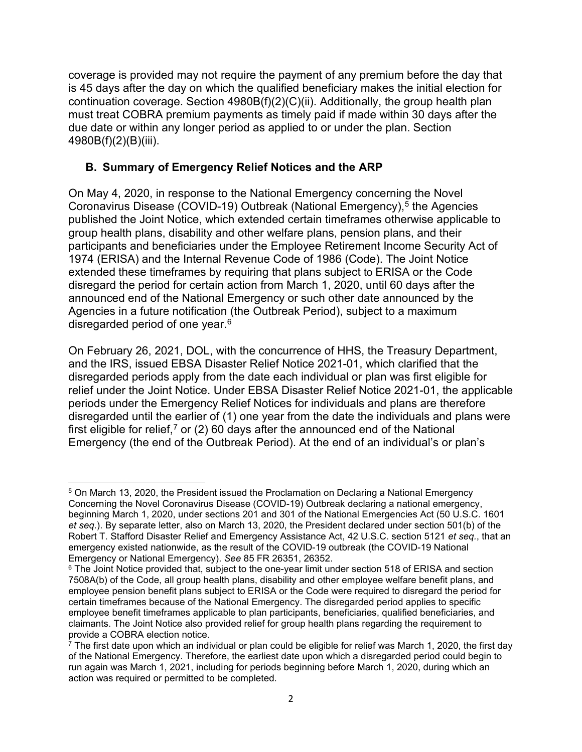coverage is provided may not require the payment of any premium before the day that is 45 days after the day on which the qualified beneficiary makes the initial election for continuation coverage. Section 4980B(f)(2)(C)(ii). Additionally, the group health plan must treat COBRA premium payments as timely paid if made within 30 days after the due date or within any longer period as applied to or under the plan. Section 4980B(f)(2)(B)(iii).

### B. Summary of Emergency Relief Notices and the ARP

On May 4, 2020, in response to the National Emergency concerning the Novel Coronavirus Disease (COVID-19) Outbreak (National Emergency),[5] the Agencies published the Joint Notice, which extended certain timeframes otherwise applicable to group health plans, disability and other welfare plans, pension plans, and their participants and beneficiaries under the Employee Retirement Income Security Act of 1974 (ERISA) and the Internal Revenue Code of 1986 (Code). The Joint Notice extended these timeframes by requiring that plans subject to ERISA or the Code disregard the period for certain action from March 1, 2020, until 60 days after the announced end of the National Emergency or such other date announced by the Agencies in a future notification (the Outbreak Period), subject to a maximum disregarded period of one year.[6]

On February 26, 2021, DOL, with the concurrence of HHS, the Treasury Department, and the IRS, issued EBSA Disaster Relief Notice 2021-01, which clarified that the disregarded periods apply from the date each individual or plan was first eligible for relief under the Joint Notice. Under EBSA Disaster Relief Notice 2021-01, the applicable periods under the Emergency Relief Notices for individuals and plans are therefore disregarded until the earlier of (1) one year from the date the individuals and plans were first eligible for relief,[7] or (2) 60 days after the announced end of the National Emergency (the end of the Outbreak Period). At the end of an individual's or plan's

---

[5] On March 13, 2020, the President issued the Proclamation on Declaring a National Emergency Concerning the Novel Coronavirus Disease (COVID-19) Outbreak declaring a national emergency, beginning March 1, 2020, under sections 201 and 301 of the National Emergencies Act (50 U.S.C. 1601 *et seq.*). By separate letter, also on March 13, 2020, the President declared under section 501(b) of the Robert T. Stafford Disaster Relief and Emergency Assistance Act, 42 U.S.C. section 5121 *et seq.*, that an emergency existed nationwide, as the result of the COVID-19 outbreak (the COVID-19 National Emergency or National Emergency). *See* 85 FR 26351, 26352.

[6] The Joint Notice provided that, subject to the one-year limit under section 518 of ERISA and section 7508A(b) of the Code, all group health plans, disability and other employee welfare benefit plans, and employee pension benefit plans subject to ERISA or the Code were required to disregard the period for certain timeframes because of the National Emergency. The disregarded period applies to specific employee benefit timeframes applicable to plan participants, beneficiaries, qualified beneficiaries, and claimants. The Joint Notice also provided relief for group health plans regarding the requirement to provide a COBRA election notice.

[7] The first date upon which an individual or plan could be eligible for relief was March 1, 2020, the first day of the National Emergency. Therefore, the earliest date upon which a disregarded period could begin to run again was March 1, 2021, including for periods beginning before March 1, 2020, during which an action was required or permitted to be completed.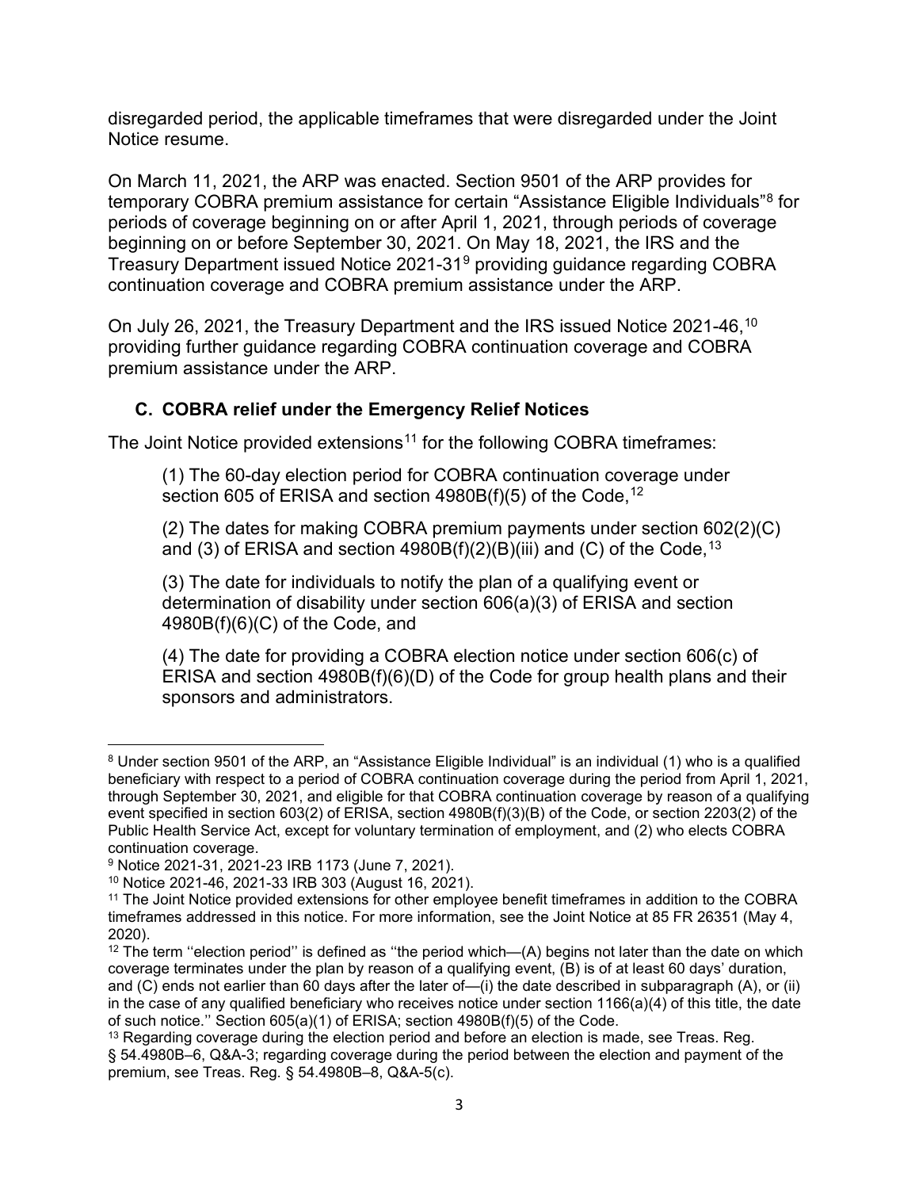disregarded period, the applicable timeframes that were disregarded under the Joint Notice resume.

On March 11, 2021, the ARP was enacted. Section 9501 of the ARP provides for temporary COBRA premium assistance for certain "Assistance Eligible Individuals"[8] for periods of coverage beginning on or after April 1, 2021, through periods of coverage beginning on or before September 30, 2021. On May 18, 2021, the IRS and the Treasury Department issued Notice 2021-31[9] providing guidance regarding COBRA continuation coverage and COBRA premium assistance under the ARP.

On July 26, 2021, the Treasury Department and the IRS issued Notice 2021-46,[10] providing further guidance regarding COBRA continuation coverage and COBRA premium assistance under the ARP.

### C. COBRA relief under the Emergency Relief Notices

The Joint Notice provided extensions[11] for the following COBRA timeframes:

(1) The 60-day election period for COBRA continuation coverage under section 605 of ERISA and section 4980B(f)(5) of the Code,[12]

(2) The dates for making COBRA premium payments under section 602(2)(C) and (3) of ERISA and section 4980B(f)(2)(B)(iii) and (C) of the Code,[13]

(3) The date for individuals to notify the plan of a qualifying event or determination of disability under section 606(a)(3) of ERISA and section 4980B(f)(6)(C) of the Code, and

(4) The date for providing a COBRA election notice under section 606(c) of ERISA and section 4980B(f)(6)(D) of the Code for group health plans and their sponsors and administrators.

---

[8] Under section 9501 of the ARP, an "Assistance Eligible Individual" is an individual (1) who is a qualified beneficiary with respect to a period of COBRA continuation coverage during the period from April 1, 2021, through September 30, 2021, and eligible for that COBRA continuation coverage by reason of a qualifying event specified in section 603(2) of ERISA, section 4980B(f)(3)(B) of the Code, or section 2203(2) of the Public Health Service Act, except for voluntary termination of employment, and (2) who elects COBRA continuation coverage.

[9] Notice 2021-31, 2021-23 IRB 1173 (June 7, 2021).

[10] Notice 2021-46, 2021-33 IRB 303 (August 16, 2021).

[11] The Joint Notice provided extensions for other employee benefit timeframes in addition to the COBRA timeframes addressed in this notice. For more information, see the Joint Notice at 85 FR 26351 (May 4, 2020).

[12] The term ''election period'' is defined as ''the period which—(A) begins not later than the date on which coverage terminates under the plan by reason of a qualifying event, (B) is of at least 60 days' duration, and (C) ends not earlier than 60 days after the later of—(i) the date described in subparagraph (A), or (ii) in the case of any qualified beneficiary who receives notice under section 1166(a)(4) of this title, the date of such notice.'' Section 605(a)(1) of ERISA; section 4980B(f)(5) of the Code.

[13] Regarding coverage during the election period and before an election is made, see Treas. Reg. § 54.4980B–6, Q&A-3; regarding coverage during the period between the election and payment of the premium, see Treas. Reg. § 54.4980B–8, Q&A-5(c).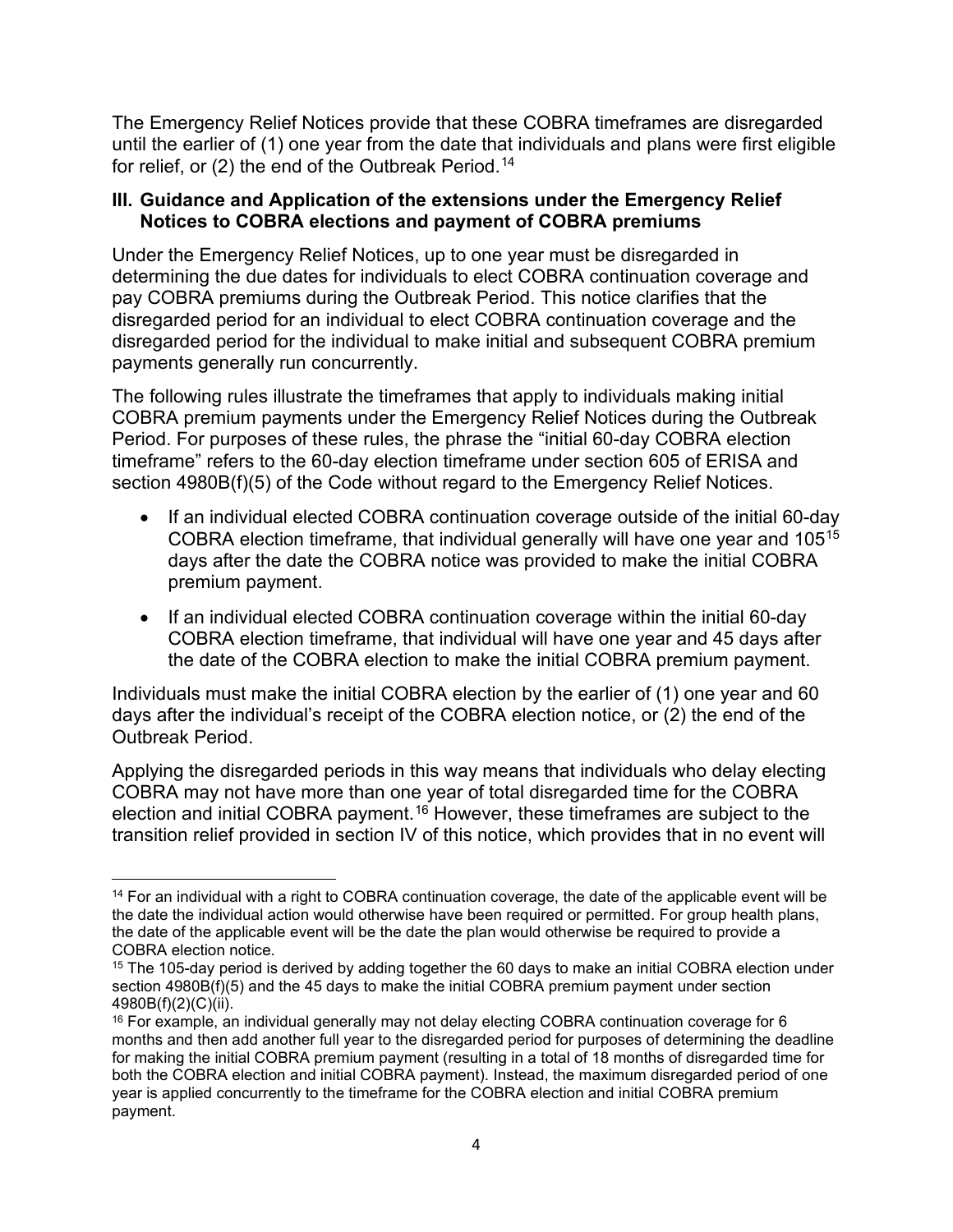The Emergency Relief Notices provide that these COBRA timeframes are disregarded until the earlier of (1) one year from the date that individuals and plans were first eligible for relief, or (2) the end of the Outbreak Period.[14]

### III. Guidance and Application of the extensions under the Emergency Relief Notices to COBRA elections and payment of COBRA premiums

Under the Emergency Relief Notices, up to one year must be disregarded in determining the due dates for individuals to elect COBRA continuation coverage and pay COBRA premiums during the Outbreak Period. This notice clarifies that the disregarded period for an individual to elect COBRA continuation coverage and the disregarded period for the individual to make initial and subsequent COBRA premium payments generally run concurrently.

The following rules illustrate the timeframes that apply to individuals making initial COBRA premium payments under the Emergency Relief Notices during the Outbreak Period. For purposes of these rules, the phrase the "initial 60-day COBRA election timeframe" refers to the 60-day election timeframe under section 605 of ERISA and section 4980B(f)(5) of the Code without regard to the Emergency Relief Notices.

- If an individual elected COBRA continuation coverage outside of the initial 60-day COBRA election timeframe, that individual generally will have one year and 105[15] days after the date the COBRA notice was provided to make the initial COBRA premium payment.
- If an individual elected COBRA continuation coverage within the initial 60-day COBRA election timeframe, that individual will have one year and 45 days after the date of the COBRA election to make the initial COBRA premium payment.

Individuals must make the initial COBRA election by the earlier of (1) one year and 60 days after the individual's receipt of the COBRA election notice, or (2) the end of the Outbreak Period.

Applying the disregarded periods in this way means that individuals who delay electing COBRA may not have more than one year of total disregarded time for the COBRA election and initial COBRA payment.[16] However, these timeframes are subject to the transition relief provided in section IV of this notice, which provides that in no event will

---

[14] For an individual with a right to COBRA continuation coverage, the date of the applicable event will be the date the individual action would otherwise have been required or permitted. For group health plans, the date of the applicable event will be the date the plan would otherwise be required to provide a COBRA election notice.

[15] The 105-day period is derived by adding together the 60 days to make an initial COBRA election under section 4980B(f)(5) and the 45 days to make the initial COBRA premium payment under section 4980B(f)(2)(C)(ii).

[16] For example, an individual generally may not delay electing COBRA continuation coverage for 6 months and then add another full year to the disregarded period for purposes of determining the deadline for making the initial COBRA premium payment (resulting in a total of 18 months of disregarded time for both the COBRA election and initial COBRA payment). Instead, the maximum disregarded period of one year is applied concurrently to the timeframe for the COBRA election and initial COBRA premium payment.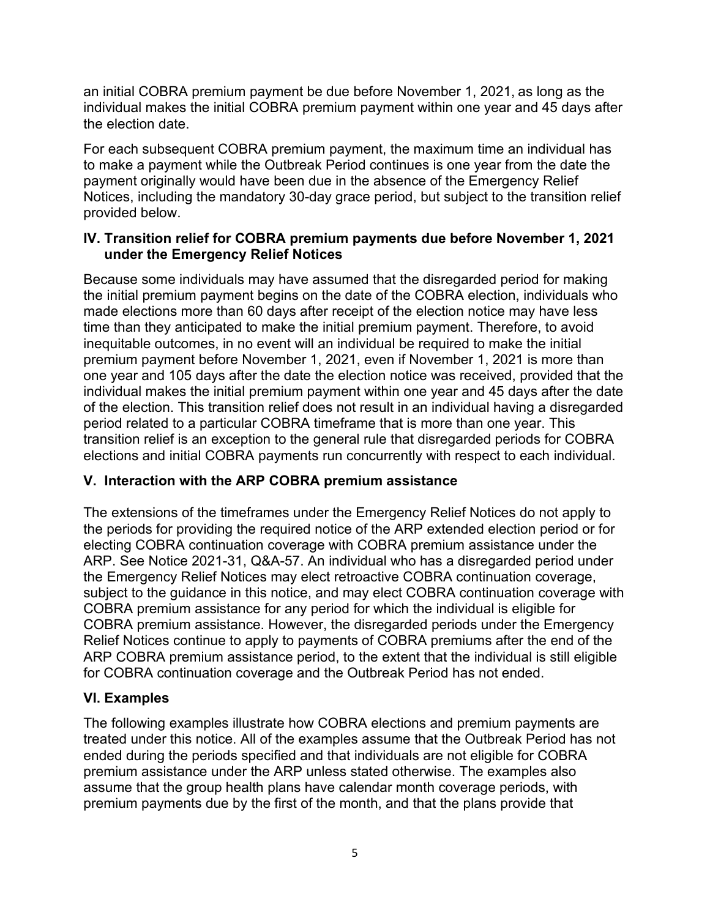an initial COBRA premium payment be due before November 1, 2021, as long as the individual makes the initial COBRA premium payment within one year and 45 days after the election date.

For each subsequent COBRA premium payment, the maximum time an individual has to make a payment while the Outbreak Period continues is one year from the date the payment originally would have been due in the absence of the Emergency Relief Notices, including the mandatory 30-day grace period, but subject to the transition relief provided below.

## IV. Transition relief for COBRA premium payments due before November 1, 2021 under the Emergency Relief Notices

Because some individuals may have assumed that the disregarded period for making the initial premium payment begins on the date of the COBRA election, individuals who made elections more than 60 days after receipt of the election notice may have less time than they anticipated to make the initial premium payment. Therefore, to avoid inequitable outcomes, in no event will an individual be required to make the initial premium payment before November 1, 2021, even if November 1, 2021 is more than one year and 105 days after the date the election notice was received, provided that the individual makes the initial premium payment within one year and 45 days after the date of the election. This transition relief does not result in an individual having a disregarded period related to a particular COBRA timeframe that is more than one year. This transition relief is an exception to the general rule that disregarded periods for COBRA elections and initial COBRA payments run concurrently with respect to each individual.

## V. Interaction with the ARP COBRA premium assistance

The extensions of the timeframes under the Emergency Relief Notices do not apply to the periods for providing the required notice of the ARP extended election period or for electing COBRA continuation coverage with COBRA premium assistance under the ARP. See Notice 2021-31, Q&A-57. An individual who has a disregarded period under the Emergency Relief Notices may elect retroactive COBRA continuation coverage, subject to the guidance in this notice, and may elect COBRA continuation coverage with COBRA premium assistance for any period for which the individual is eligible for COBRA premium assistance. However, the disregarded periods under the Emergency Relief Notices continue to apply to payments of COBRA premiums after the end of the ARP COBRA premium assistance period, to the extent that the individual is still eligible for COBRA continuation coverage and the Outbreak Period has not ended.

## VI. Examples

The following examples illustrate how COBRA elections and premium payments are treated under this notice. All of the examples assume that the Outbreak Period has not ended during the periods specified and that individuals are not eligible for COBRA premium assistance under the ARP unless stated otherwise. The examples also assume that the group health plans have calendar month coverage periods, with premium payments due by the first of the month, and that the plans provide that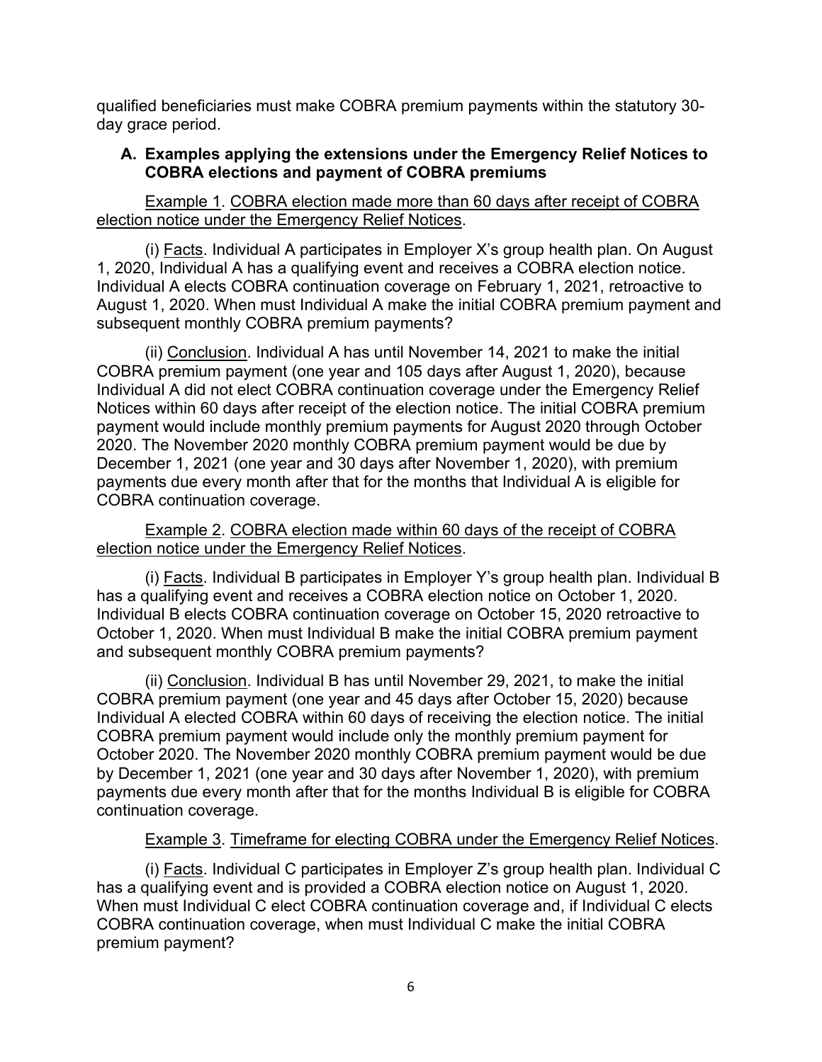qualified beneficiaries must make COBRA premium payments within the statutory 30-day grace period.

### A. Examples applying the extensions under the Emergency Relief Notices to COBRA elections and payment of COBRA premiums

Example 1. COBRA election made more than 60 days after receipt of COBRA election notice under the Emergency Relief Notices.

(i) Facts. Individual A participates in Employer X's group health plan. On August 1, 2020, Individual A has a qualifying event and receives a COBRA election notice. Individual A elects COBRA continuation coverage on February 1, 2021, retroactive to August 1, 2020. When must Individual A make the initial COBRA premium payment and subsequent monthly COBRA premium payments?

(ii) Conclusion. Individual A has until November 14, 2021 to make the initial COBRA premium payment (one year and 105 days after August 1, 2020), because Individual A did not elect COBRA continuation coverage under the Emergency Relief Notices within 60 days after receipt of the election notice. The initial COBRA premium payment would include monthly premium payments for August 2020 through October 2020. The November 2020 monthly COBRA premium payment would be due by December 1, 2021 (one year and 30 days after November 1, 2020), with premium payments due every month after that for the months that Individual A is eligible for COBRA continuation coverage.

Example 2. COBRA election made within 60 days of the receipt of COBRA election notice under the Emergency Relief Notices.

(i) Facts. Individual B participates in Employer Y's group health plan. Individual B has a qualifying event and receives a COBRA election notice on October 1, 2020. Individual B elects COBRA continuation coverage on October 15, 2020 retroactive to October 1, 2020. When must Individual B make the initial COBRA premium payment and subsequent monthly COBRA premium payments?

(ii) Conclusion. Individual B has until November 29, 2021, to make the initial COBRA premium payment (one year and 45 days after October 15, 2020) because Individual A elected COBRA within 60 days of receiving the election notice. The initial COBRA premium payment would include only the monthly premium payment for October 2020. The November 2020 monthly COBRA premium payment would be due by December 1, 2021 (one year and 30 days after November 1, 2020), with premium payments due every month after that for the months Individual B is eligible for COBRA continuation coverage.

Example 3. Timeframe for electing COBRA under the Emergency Relief Notices.

(i) Facts. Individual C participates in Employer Z's group health plan. Individual C has a qualifying event and is provided a COBRA election notice on August 1, 2020. When must Individual C elect COBRA continuation coverage and, if Individual C elects COBRA continuation coverage, when must Individual C make the initial COBRA premium payment?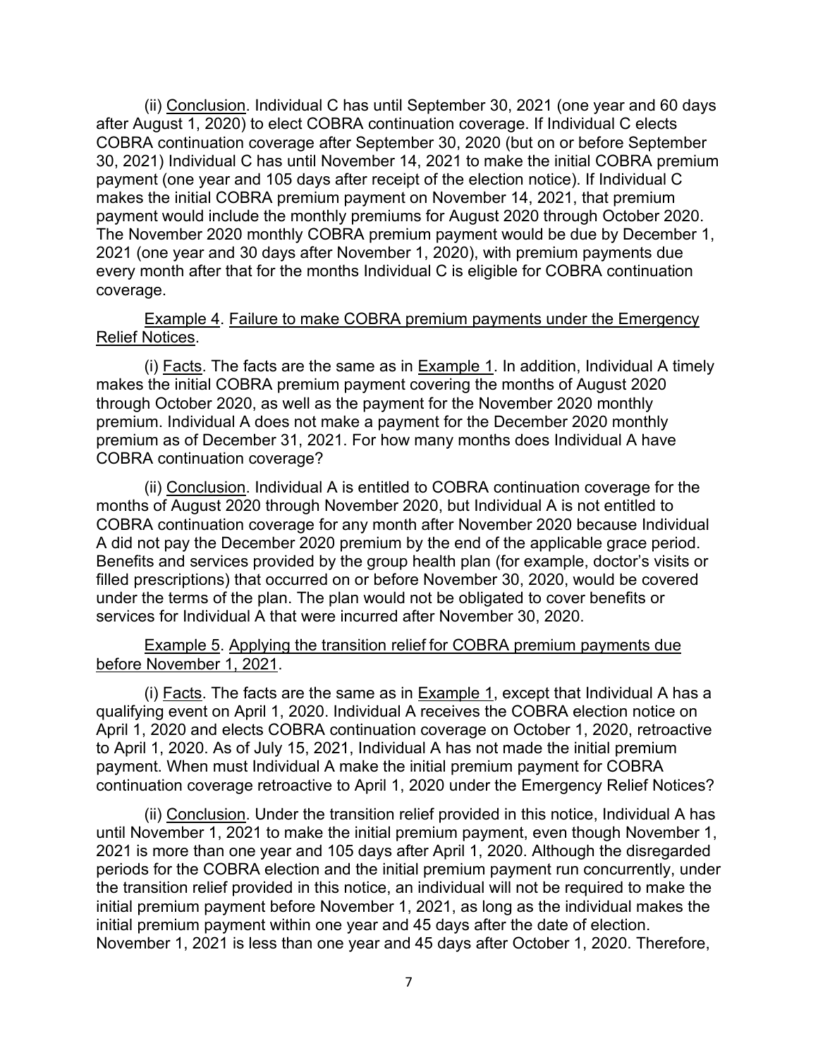(ii) Conclusion. Individual C has until September 30, 2021 (one year and 60 days after August 1, 2020) to elect COBRA continuation coverage. If Individual C elects COBRA continuation coverage after September 30, 2020 (but on or before September 30, 2021) Individual C has until November 14, 2021 to make the initial COBRA premium payment (one year and 105 days after receipt of the election notice). If Individual C makes the initial COBRA premium payment on November 14, 2021, that premium payment would include the monthly premiums for August 2020 through October 2020. The November 2020 monthly COBRA premium payment would be due by December 1, 2021 (one year and 30 days after November 1, 2020), with premium payments due every month after that for the months Individual C is eligible for COBRA continuation coverage.

Example 4. Failure to make COBRA premium payments under the Emergency Relief Notices.

(i) Facts. The facts are the same as in Example 1. In addition, Individual A timely makes the initial COBRA premium payment covering the months of August 2020 through October 2020, as well as the payment for the November 2020 monthly premium. Individual A does not make a payment for the December 2020 monthly premium as of December 31, 2021. For how many months does Individual A have COBRA continuation coverage?

(ii) Conclusion. Individual A is entitled to COBRA continuation coverage for the months of August 2020 through November 2020, but Individual A is not entitled to COBRA continuation coverage for any month after November 2020 because Individual A did not pay the December 2020 premium by the end of the applicable grace period. Benefits and services provided by the group health plan (for example, doctor's visits or filled prescriptions) that occurred on or before November 30, 2020, would be covered under the terms of the plan. The plan would not be obligated to cover benefits or services for Individual A that were incurred after November 30, 2020.

Example 5. Applying the transition relief for COBRA premium payments due before November 1, 2021.

(i) Facts. The facts are the same as in Example 1, except that Individual A has a qualifying event on April 1, 2020. Individual A receives the COBRA election notice on April 1, 2020 and elects COBRA continuation coverage on October 1, 2020, retroactive to April 1, 2020. As of July 15, 2021, Individual A has not made the initial premium payment. When must Individual A make the initial premium payment for COBRA continuation coverage retroactive to April 1, 2020 under the Emergency Relief Notices?

(ii) Conclusion. Under the transition relief provided in this notice, Individual A has until November 1, 2021 to make the initial premium payment, even though November 1, 2021 is more than one year and 105 days after April 1, 2020. Although the disregarded periods for the COBRA election and the initial premium payment run concurrently, under the transition relief provided in this notice, an individual will not be required to make the initial premium payment before November 1, 2021, as long as the individual makes the initial premium payment within one year and 45 days after the date of election. November 1, 2021 is less than one year and 45 days after October 1, 2020. Therefore,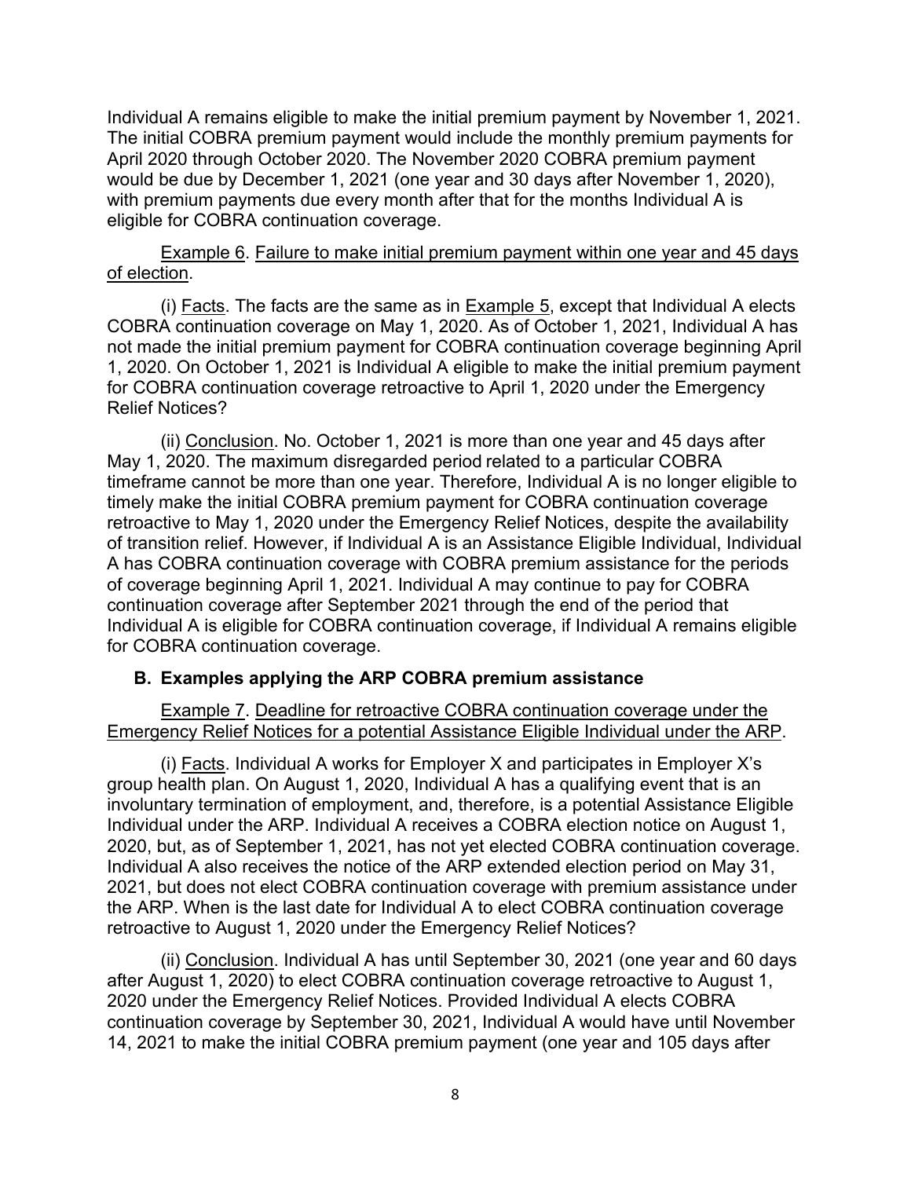Individual A remains eligible to make the initial premium payment by November 1, 2021. The initial COBRA premium payment would include the monthly premium payments for April 2020 through October 2020. The November 2020 COBRA premium payment would be due by December 1, 2021 (one year and 30 days after November 1, 2020), with premium payments due every month after that for the months Individual A is eligible for COBRA continuation coverage.

Example 6. Failure to make initial premium payment within one year and 45 days of election.

(i) Facts. The facts are the same as in Example 5, except that Individual A elects COBRA continuation coverage on May 1, 2020. As of October 1, 2021, Individual A has not made the initial premium payment for COBRA continuation coverage beginning April 1, 2020. On October 1, 2021 is Individual A eligible to make the initial premium payment for COBRA continuation coverage retroactive to April 1, 2020 under the Emergency Relief Notices?

(ii) Conclusion. No. October 1, 2021 is more than one year and 45 days after May 1, 2020. The maximum disregarded period related to a particular COBRA timeframe cannot be more than one year. Therefore, Individual A is no longer eligible to timely make the initial COBRA premium payment for COBRA continuation coverage retroactive to May 1, 2020 under the Emergency Relief Notices, despite the availability of transition relief. However, if Individual A is an Assistance Eligible Individual, Individual A has COBRA continuation coverage with COBRA premium assistance for the periods of coverage beginning April 1, 2021. Individual A may continue to pay for COBRA continuation coverage after September 2021 through the end of the period that Individual A is eligible for COBRA continuation coverage, if Individual A remains eligible for COBRA continuation coverage.

### B. Examples applying the ARP COBRA premium assistance

Example 7. Deadline for retroactive COBRA continuation coverage under the Emergency Relief Notices for a potential Assistance Eligible Individual under the ARP.

(i) Facts. Individual A works for Employer X and participates in Employer X's group health plan. On August 1, 2020, Individual A has a qualifying event that is an involuntary termination of employment, and, therefore, is a potential Assistance Eligible Individual under the ARP. Individual A receives a COBRA election notice on August 1, 2020, but, as of September 1, 2021, has not yet elected COBRA continuation coverage. Individual A also receives the notice of the ARP extended election period on May 31, 2021, but does not elect COBRA continuation coverage with premium assistance under the ARP. When is the last date for Individual A to elect COBRA continuation coverage retroactive to August 1, 2020 under the Emergency Relief Notices?

(ii) Conclusion. Individual A has until September 30, 2021 (one year and 60 days after August 1, 2020) to elect COBRA continuation coverage retroactive to August 1, 2020 under the Emergency Relief Notices. Provided Individual A elects COBRA continuation coverage by September 30, 2021, Individual A would have until November 14, 2021 to make the initial COBRA premium payment (one year and 105 days after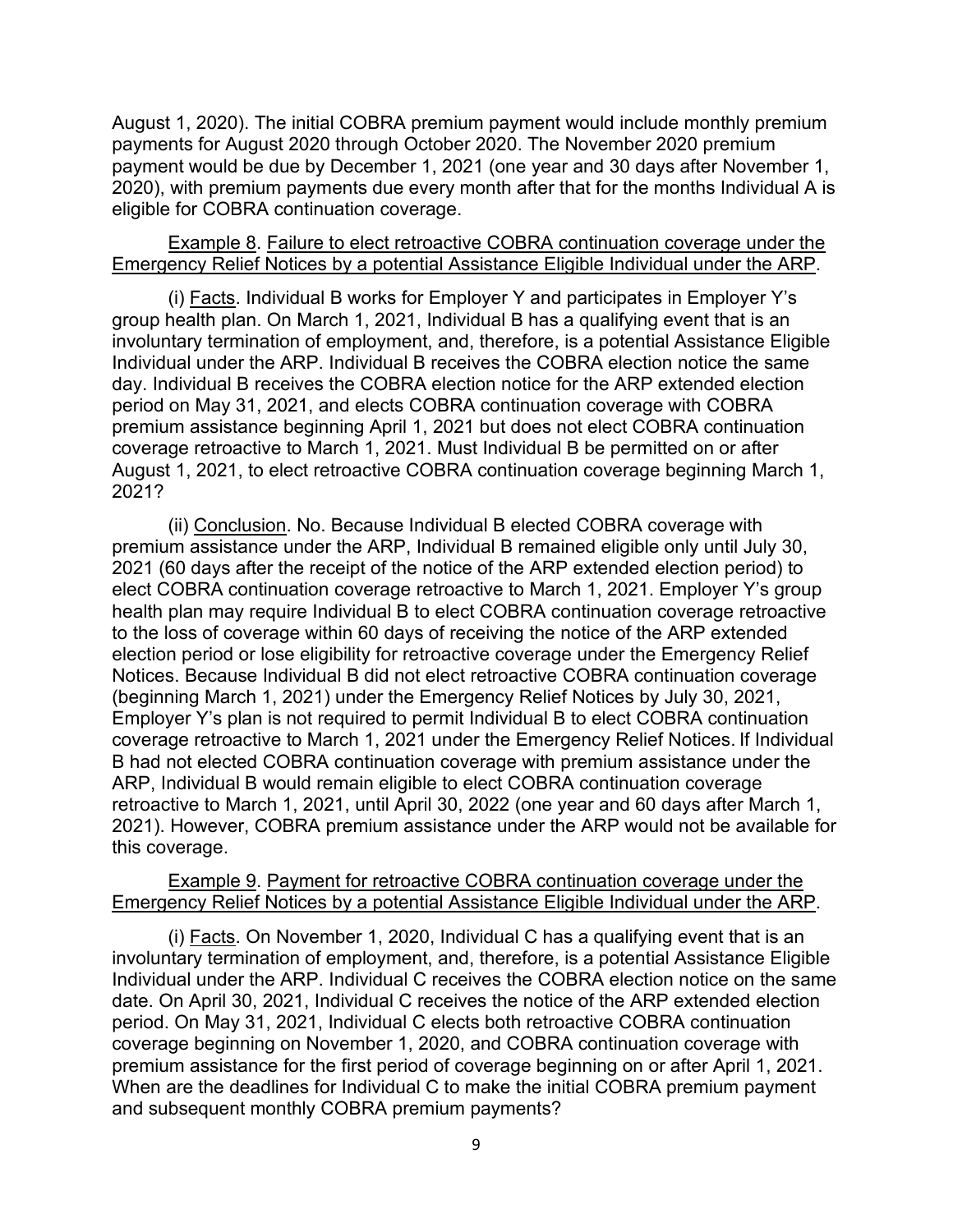August 1, 2020). The initial COBRA premium payment would include monthly premium payments for August 2020 through October 2020. The November 2020 premium payment would be due by December 1, 2021 (one year and 30 days after November 1, 2020), with premium payments due every month after that for the months Individual A is eligible for COBRA continuation coverage.

Example 8. Failure to elect retroactive COBRA continuation coverage under the Emergency Relief Notices by a potential Assistance Eligible Individual under the ARP.

(i) Facts. Individual B works for Employer Y and participates in Employer Y's group health plan. On March 1, 2021, Individual B has a qualifying event that is an involuntary termination of employment, and, therefore, is a potential Assistance Eligible Individual under the ARP. Individual B receives the COBRA election notice the same day. Individual B receives the COBRA election notice for the ARP extended election period on May 31, 2021, and elects COBRA continuation coverage with COBRA premium assistance beginning April 1, 2021 but does not elect COBRA continuation coverage retroactive to March 1, 2021. Must Individual B be permitted on or after August 1, 2021, to elect retroactive COBRA continuation coverage beginning March 1, 2021?

(ii) Conclusion. No. Because Individual B elected COBRA coverage with premium assistance under the ARP, Individual B remained eligible only until July 30, 2021 (60 days after the receipt of the notice of the ARP extended election period) to elect COBRA continuation coverage retroactive to March 1, 2021. Employer Y's group health plan may require Individual B to elect COBRA continuation coverage retroactive to the loss of coverage within 60 days of receiving the notice of the ARP extended election period or lose eligibility for retroactive coverage under the Emergency Relief Notices. Because Individual B did not elect retroactive COBRA continuation coverage (beginning March 1, 2021) under the Emergency Relief Notices by July 30, 2021, Employer Y's plan is not required to permit Individual B to elect COBRA continuation coverage retroactive to March 1, 2021 under the Emergency Relief Notices. If Individual B had not elected COBRA continuation coverage with premium assistance under the ARP, Individual B would remain eligible to elect COBRA continuation coverage retroactive to March 1, 2021, until April 30, 2022 (one year and 60 days after March 1, 2021). However, COBRA premium assistance under the ARP would not be available for this coverage.

Example 9. Payment for retroactive COBRA continuation coverage under the Emergency Relief Notices by a potential Assistance Eligible Individual under the ARP.

(i) Facts. On November 1, 2020, Individual C has a qualifying event that is an involuntary termination of employment, and, therefore, is a potential Assistance Eligible Individual under the ARP. Individual C receives the COBRA election notice on the same date. On April 30, 2021, Individual C receives the notice of the ARP extended election period. On May 31, 2021, Individual C elects both retroactive COBRA continuation coverage beginning on November 1, 2020, and COBRA continuation coverage with premium assistance for the first period of coverage beginning on or after April 1, 2021. When are the deadlines for Individual C to make the initial COBRA premium payment and subsequent monthly COBRA premium payments?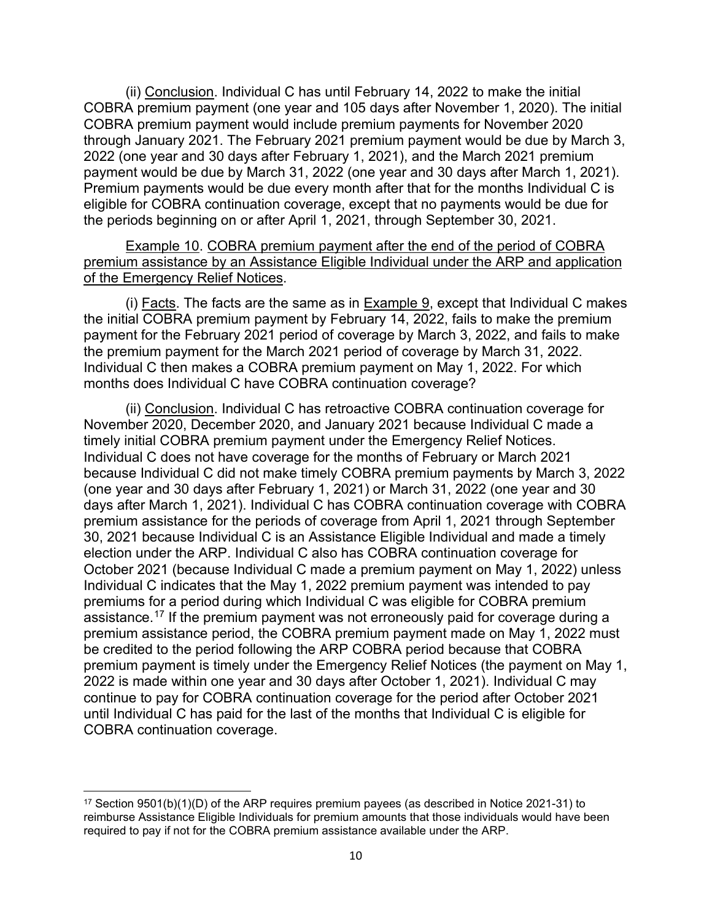(ii) Conclusion. Individual C has until February 14, 2022 to make the initial COBRA premium payment (one year and 105 days after November 1, 2020). The initial COBRA premium payment would include premium payments for November 2020 through January 2021. The February 2021 premium payment would be due by March 3, 2022 (one year and 30 days after February 1, 2021), and the March 2021 premium payment would be due by March 31, 2022 (one year and 30 days after March 1, 2021). Premium payments would be due every month after that for the months Individual C is eligible for COBRA continuation coverage, except that no payments would be due for the periods beginning on or after April 1, 2021, through September 30, 2021.

Example 10. COBRA premium payment after the end of the period of COBRA premium assistance by an Assistance Eligible Individual under the ARP and application of the Emergency Relief Notices.

(i) Facts. The facts are the same as in Example 9, except that Individual C makes the initial COBRA premium payment by February 14, 2022, fails to make the premium payment for the February 2021 period of coverage by March 3, 2022, and fails to make the premium payment for the March 2021 period of coverage by March 31, 2022. Individual C then makes a COBRA premium payment on May 1, 2022. For which months does Individual C have COBRA continuation coverage?

(ii) Conclusion. Individual C has retroactive COBRA continuation coverage for November 2020, December 2020, and January 2021 because Individual C made a timely initial COBRA premium payment under the Emergency Relief Notices. Individual C does not have coverage for the months of February or March 2021 because Individual C did not make timely COBRA premium payments by March 3, 2022 (one year and 30 days after February 1, 2021) or March 31, 2022 (one year and 30 days after March 1, 2021). Individual C has COBRA continuation coverage with COBRA premium assistance for the periods of coverage from April 1, 2021 through September 30, 2021 because Individual C is an Assistance Eligible Individual and made a timely election under the ARP. Individual C also has COBRA continuation coverage for October 2021 (because Individual C made a premium payment on May 1, 2022) unless Individual C indicates that the May 1, 2022 premium payment was intended to pay premiums for a period during which Individual C was eligible for COBRA premium assistance.[17] If the premium payment was not erroneously paid for coverage during a premium assistance period, the COBRA premium payment made on May 1, 2022 must be credited to the period following the ARP COBRA period because that COBRA premium payment is timely under the Emergency Relief Notices (the payment on May 1, 2022 is made within one year and 30 days after October 1, 2021). Individual C may continue to pay for COBRA continuation coverage for the period after October 2021 until Individual C has paid for the last of the months that Individual C is eligible for COBRA continuation coverage.

[17] Section 9501(b)(1)(D) of the ARP requires premium payees (as described in Notice 2021-31) to reimburse Assistance Eligible Individuals for premium amounts that those individuals would have been required to pay if not for the COBRA premium assistance available under the ARP.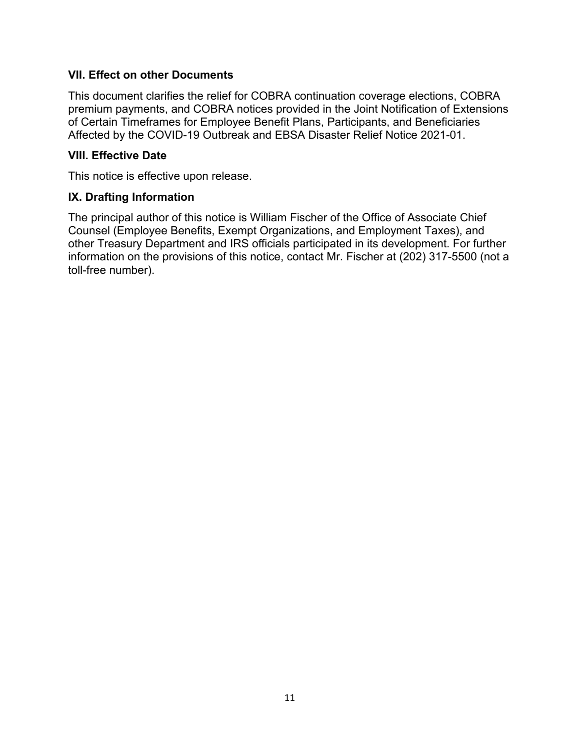### VII. Effect on other Documents

This document clarifies the relief for COBRA continuation coverage elections, COBRA premium payments, and COBRA notices provided in the Joint Notification of Extensions of Certain Timeframes for Employee Benefit Plans, Participants, and Beneficiaries Affected by the COVID-19 Outbreak and EBSA Disaster Relief Notice 2021-01.

### VIII. Effective Date

This notice is effective upon release.

### IX. Drafting Information

The principal author of this notice is William Fischer of the Office of Associate Chief Counsel (Employee Benefits, Exempt Organizations, and Employment Taxes), and other Treasury Department and IRS officials participated in its development. For further information on the provisions of this notice, contact Mr. Fischer at (202) 317-5500 (not a toll-free number).